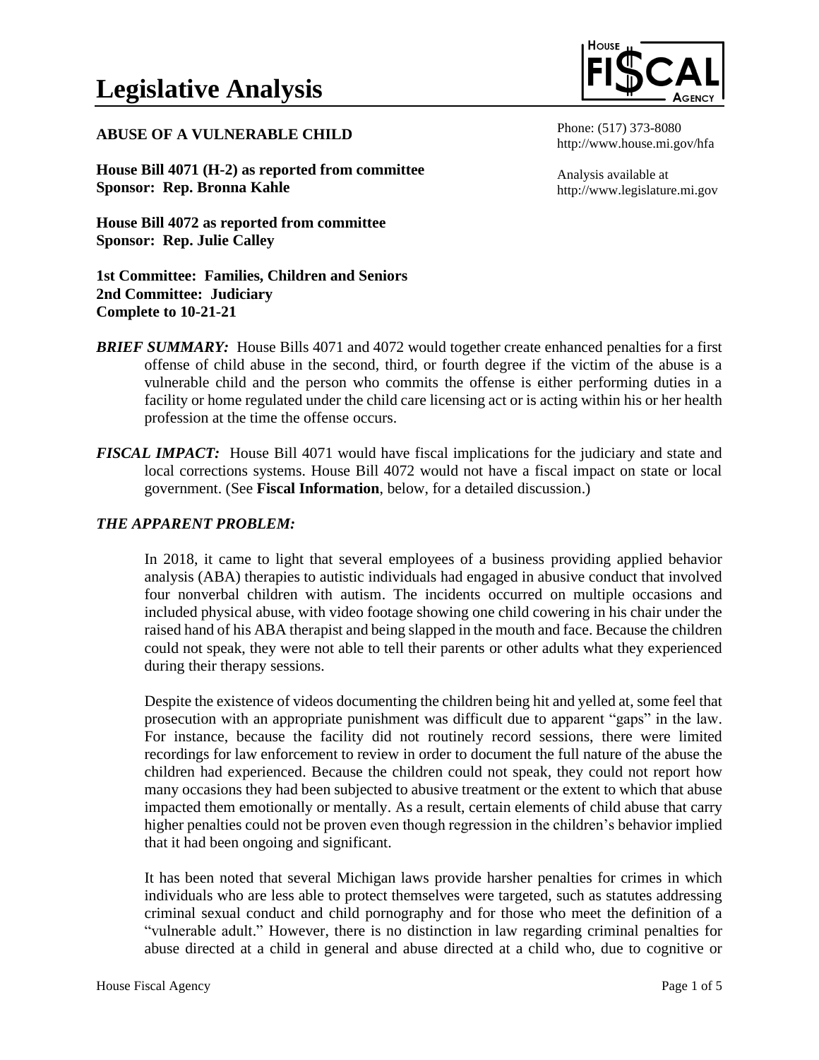# Legislative Analysis

**ABUSE OF A VULNERABLE CHILD**

Phone: (517) 373-8080
http://www.house.mi.gov/hfa

**House Bill 4071 (H-2) as reported from committee**
**Sponsor: Rep. Bronna Kahle**

Analysis available at
http://www.legislature.mi.gov

**House Bill 4072 as reported from committee**
**Sponsor: Rep. Julie Calley**

**1st Committee: Families, Children and Seniors**
**2nd Committee: Judiciary**
**Complete to 10-21-21**

***BRIEF SUMMARY:*** House Bills 4071 and 4072 would together create enhanced penalties for a first offense of child abuse in the second, third, or fourth degree if the victim of the abuse is a vulnerable child and the person who commits the offense is either performing duties in a facility or home regulated under the child care licensing act or is acting within his or her health profession at the time the offense occurs.

***FISCAL IMPACT:*** House Bill 4071 would have fiscal implications for the judiciary and state and local corrections systems. House Bill 4072 would not have a fiscal impact on state or local government. (See **Fiscal Information**, below, for a detailed discussion.)

## *THE APPARENT PROBLEM:*

In 2018, it came to light that several employees of a business providing applied behavior analysis (ABA) therapies to autistic individuals had engaged in abusive conduct that involved four nonverbal children with autism. The incidents occurred on multiple occasions and included physical abuse, with video footage showing one child cowering in his chair under the raised hand of his ABA therapist and being slapped in the mouth and face. Because the children could not speak, they were not able to tell their parents or other adults what they experienced during their therapy sessions.

Despite the existence of videos documenting the children being hit and yelled at, some feel that prosecution with an appropriate punishment was difficult due to apparent "gaps" in the law. For instance, because the facility did not routinely record sessions, there were limited recordings for law enforcement to review in order to document the full nature of the abuse the children had experienced. Because the children could not speak, they could not report how many occasions they had been subjected to abusive treatment or the extent to which that abuse impacted them emotionally or mentally. As a result, certain elements of child abuse that carry higher penalties could not be proven even though regression in the children's behavior implied that it had been ongoing and significant.

It has been noted that several Michigan laws provide harsher penalties for crimes in which individuals who are less able to protect themselves were targeted, such as statutes addressing criminal sexual conduct and child pornography and for those who meet the definition of a "vulnerable adult." However, there is no distinction in law regarding criminal penalties for abuse directed at a child in general and abuse directed at a child who, due to cognitive or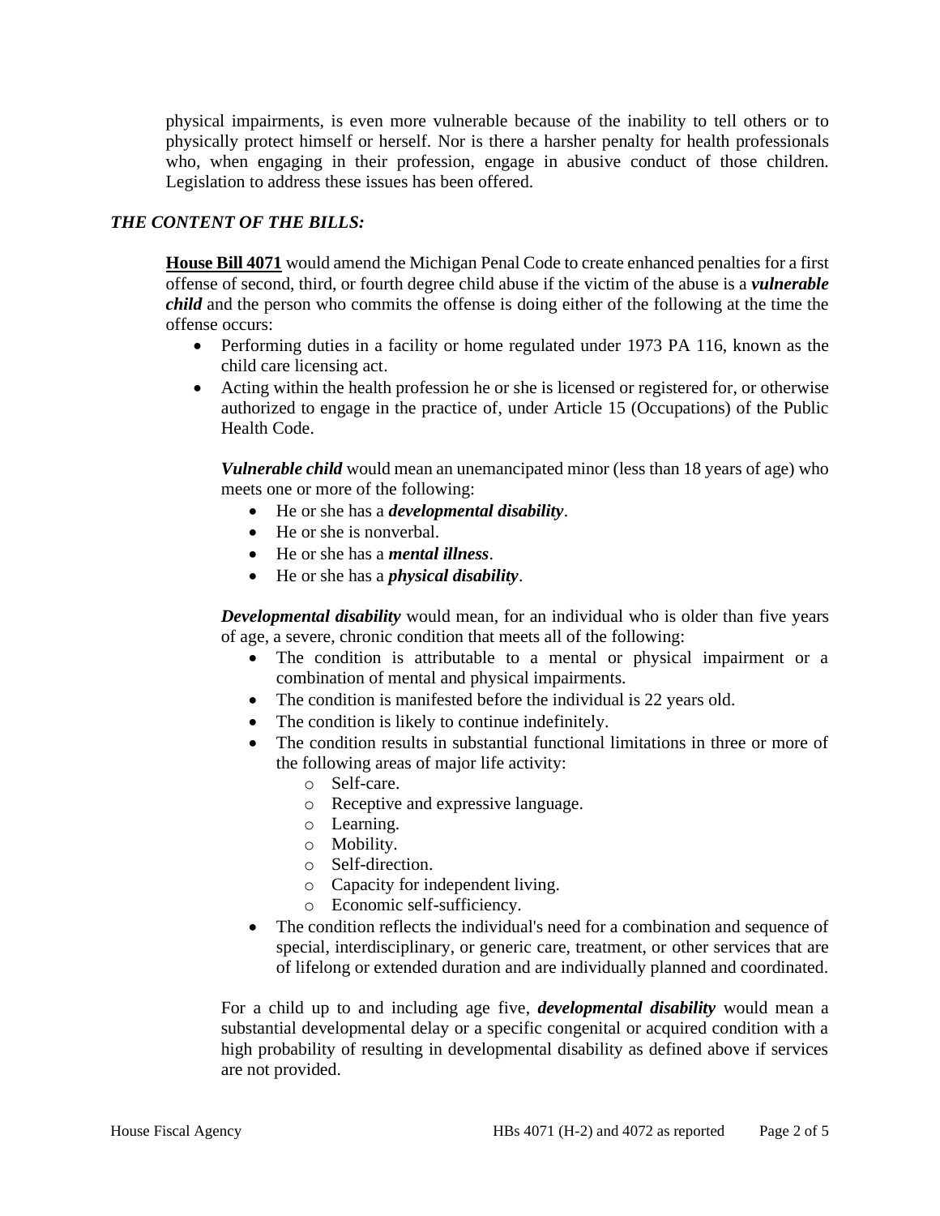physical impairments, is even more vulnerable because of the inability to tell others or to physically protect himself or herself. Nor is there a harsher penalty for health professionals who, when engaging in their profession, engage in abusive conduct of those children. Legislation to address these issues has been offered.

### *THE CONTENT OF THE BILLS:*

**House Bill 4071** would amend the Michigan Penal Code to create enhanced penalties for a first offense of second, third, or fourth degree child abuse if the victim of the abuse is a ***vulnerable child*** and the person who commits the offense is doing either of the following at the time the offense occurs:

- Performing duties in a facility or home regulated under 1973 PA 116, known as the child care licensing act.
- Acting within the health profession he or she is licensed or registered for, or otherwise authorized to engage in the practice of, under Article 15 (Occupations) of the Public Health Code.

***Vulnerable child*** would mean an unemancipated minor (less than 18 years of age) who meets one or more of the following:

- He or she has a ***developmental disability***.
- He or she is nonverbal.
- He or she has a ***mental illness***.
- He or she has a ***physical disability***.

***Developmental disability*** would mean, for an individual who is older than five years of age, a severe, chronic condition that meets all of the following:

- The condition is attributable to a mental or physical impairment or a combination of mental and physical impairments.
- The condition is manifested before the individual is 22 years old.
- The condition is likely to continue indefinitely.
- The condition results in substantial functional limitations in three or more of the following areas of major life activity:
  - Self-care.
  - Receptive and expressive language.
  - Learning.
  - Mobility.
  - Self-direction.
  - Capacity for independent living.
  - Economic self-sufficiency.
- The condition reflects the individual's need for a combination and sequence of special, interdisciplinary, or generic care, treatment, or other services that are of lifelong or extended duration and are individually planned and coordinated.

For a child up to and including age five, ***developmental disability*** would mean a substantial developmental delay or a specific congenital or acquired condition with a high probability of resulting in developmental disability as defined above if services are not provided.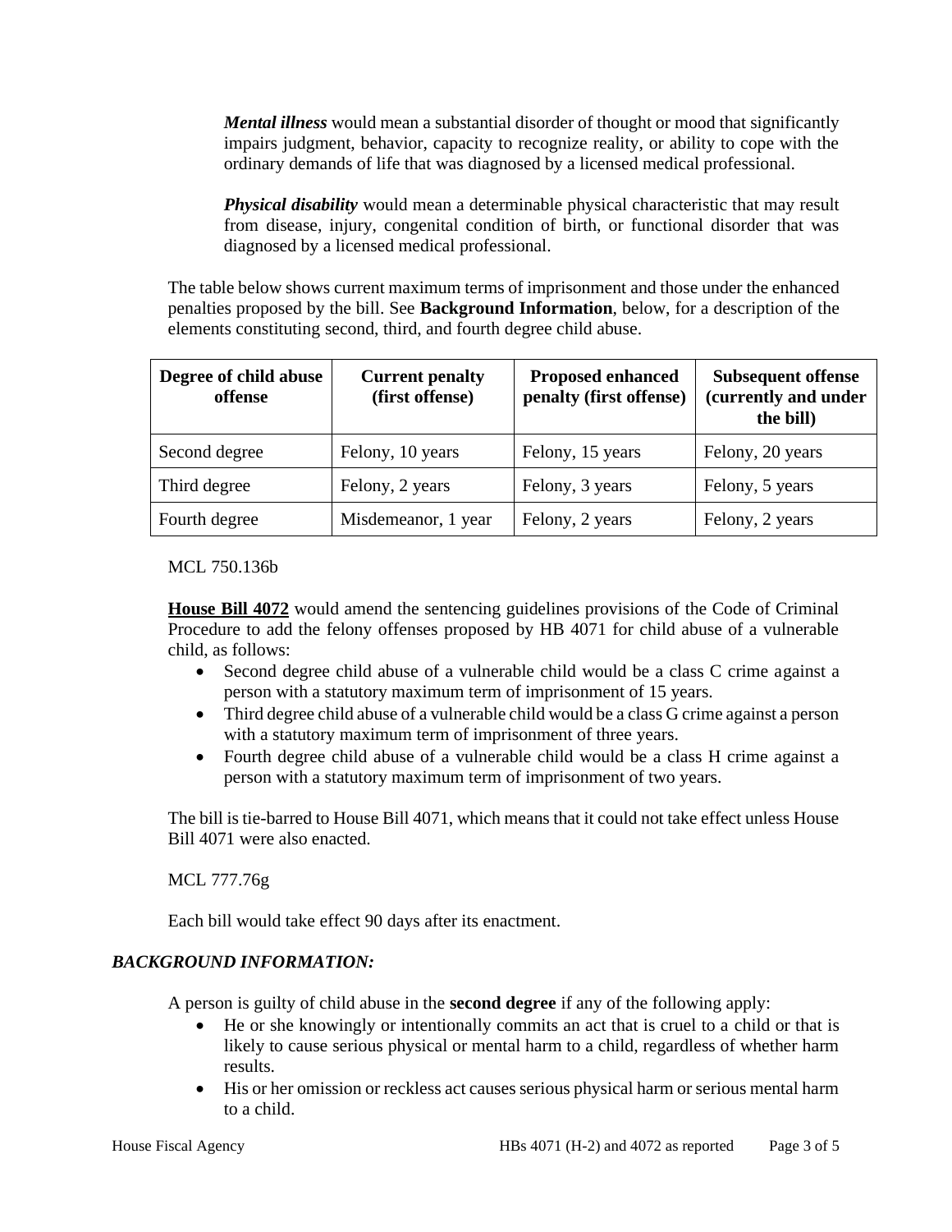***Mental illness*** would mean a substantial disorder of thought or mood that significantly impairs judgment, behavior, capacity to recognize reality, or ability to cope with the ordinary demands of life that was diagnosed by a licensed medical professional.

***Physical disability*** would mean a determinable physical characteristic that may result from disease, injury, congenital condition of birth, or functional disorder that was diagnosed by a licensed medical professional.

The table below shows current maximum terms of imprisonment and those under the enhanced penalties proposed by the bill. See **Background Information**, below, for a description of the elements constituting second, third, and fourth degree child abuse.

| Degree of child abuse offense | Current penalty (first offense) | Proposed enhanced penalty (first offense) | Subsequent offense (currently and under the bill) |
|---|---|---|---|
| Second degree | Felony, 10 years | Felony, 15 years | Felony, 20 years |
| Third degree | Felony, 2 years | Felony, 3 years | Felony, 5 years |
| Fourth degree | Misdemeanor, 1 year | Felony, 2 years | Felony, 2 years |

MCL 750.136b

**House Bill 4072** would amend the sentencing guidelines provisions of the Code of Criminal Procedure to add the felony offenses proposed by HB 4071 for child abuse of a vulnerable child, as follows:

- Second degree child abuse of a vulnerable child would be a class C crime against a person with a statutory maximum term of imprisonment of 15 years.
- Third degree child abuse of a vulnerable child would be a class G crime against a person with a statutory maximum term of imprisonment of three years.
- Fourth degree child abuse of a vulnerable child would be a class H crime against a person with a statutory maximum term of imprisonment of two years.

The bill is tie-barred to House Bill 4071, which means that it could not take effect unless House Bill 4071 were also enacted.

MCL 777.76g

Each bill would take effect 90 days after its enactment.

### *BACKGROUND INFORMATION:*

A person is guilty of child abuse in the **second degree** if any of the following apply:

- He or she knowingly or intentionally commits an act that is cruel to a child or that is likely to cause serious physical or mental harm to a child, regardless of whether harm results.
- His or her omission or reckless act causes serious physical harm or serious mental harm to a child.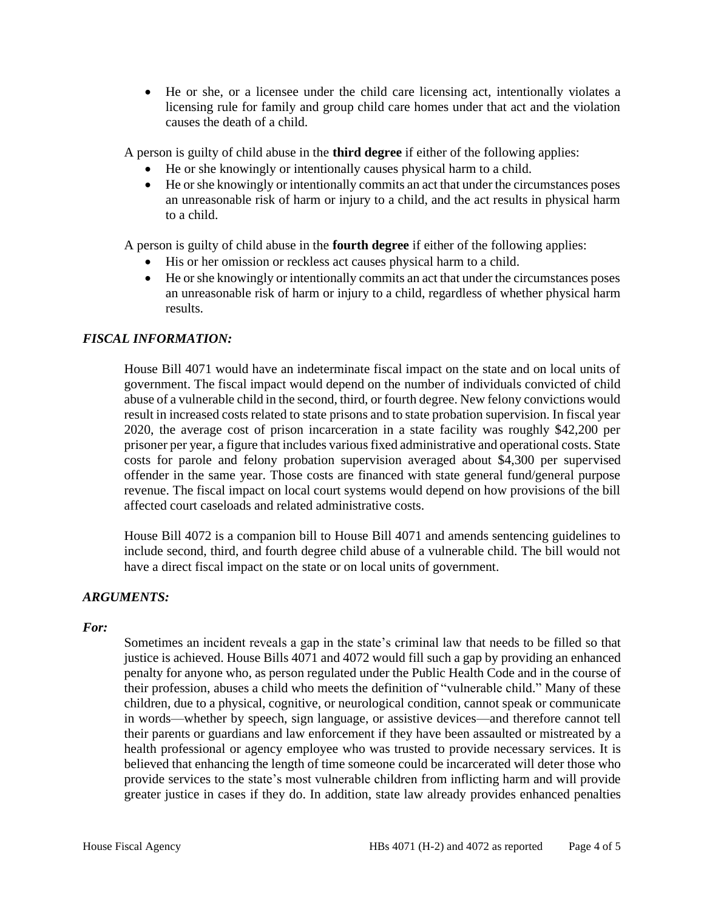- He or she, or a licensee under the child care licensing act, intentionally violates a licensing rule for family and group child care homes under that act and the violation causes the death of a child.

A person is guilty of child abuse in the **third degree** if either of the following applies:

- He or she knowingly or intentionally causes physical harm to a child.
- He or she knowingly or intentionally commits an act that under the circumstances poses an unreasonable risk of harm or injury to a child, and the act results in physical harm to a child.

A person is guilty of child abuse in the **fourth degree** if either of the following applies:

- His or her omission or reckless act causes physical harm to a child.
- He or she knowingly or intentionally commits an act that under the circumstances poses an unreasonable risk of harm or injury to a child, regardless of whether physical harm results.

## *FISCAL INFORMATION:*

House Bill 4071 would have an indeterminate fiscal impact on the state and on local units of government. The fiscal impact would depend on the number of individuals convicted of child abuse of a vulnerable child in the second, third, or fourth degree. New felony convictions would result in increased costs related to state prisons and to state probation supervision. In fiscal year 2020, the average cost of prison incarceration in a state facility was roughly $42,200 per prisoner per year, a figure that includes various fixed administrative and operational costs. State costs for parole and felony probation supervision averaged about $4,300 per supervised offender in the same year. Those costs are financed with state general fund/general purpose revenue. The fiscal impact on local court systems would depend on how provisions of the bill affected court caseloads and related administrative costs.

House Bill 4072 is a companion bill to House Bill 4071 and amends sentencing guidelines to include second, third, and fourth degree child abuse of a vulnerable child. The bill would not have a direct fiscal impact on the state or on local units of government.

## *ARGUMENTS:*

### *For:*

Sometimes an incident reveals a gap in the state's criminal law that needs to be filled so that justice is achieved. House Bills 4071 and 4072 would fill such a gap by providing an enhanced penalty for anyone who, as person regulated under the Public Health Code and in the course of their profession, abuses a child who meets the definition of "vulnerable child." Many of these children, due to a physical, cognitive, or neurological condition, cannot speak or communicate in words—whether by speech, sign language, or assistive devices—and therefore cannot tell their parents or guardians and law enforcement if they have been assaulted or mistreated by a health professional or agency employee who was trusted to provide necessary services. It is believed that enhancing the length of time someone could be incarcerated will deter those who provide services to the state's most vulnerable children from inflicting harm and will provide greater justice in cases if they do. In addition, state law already provides enhanced penalties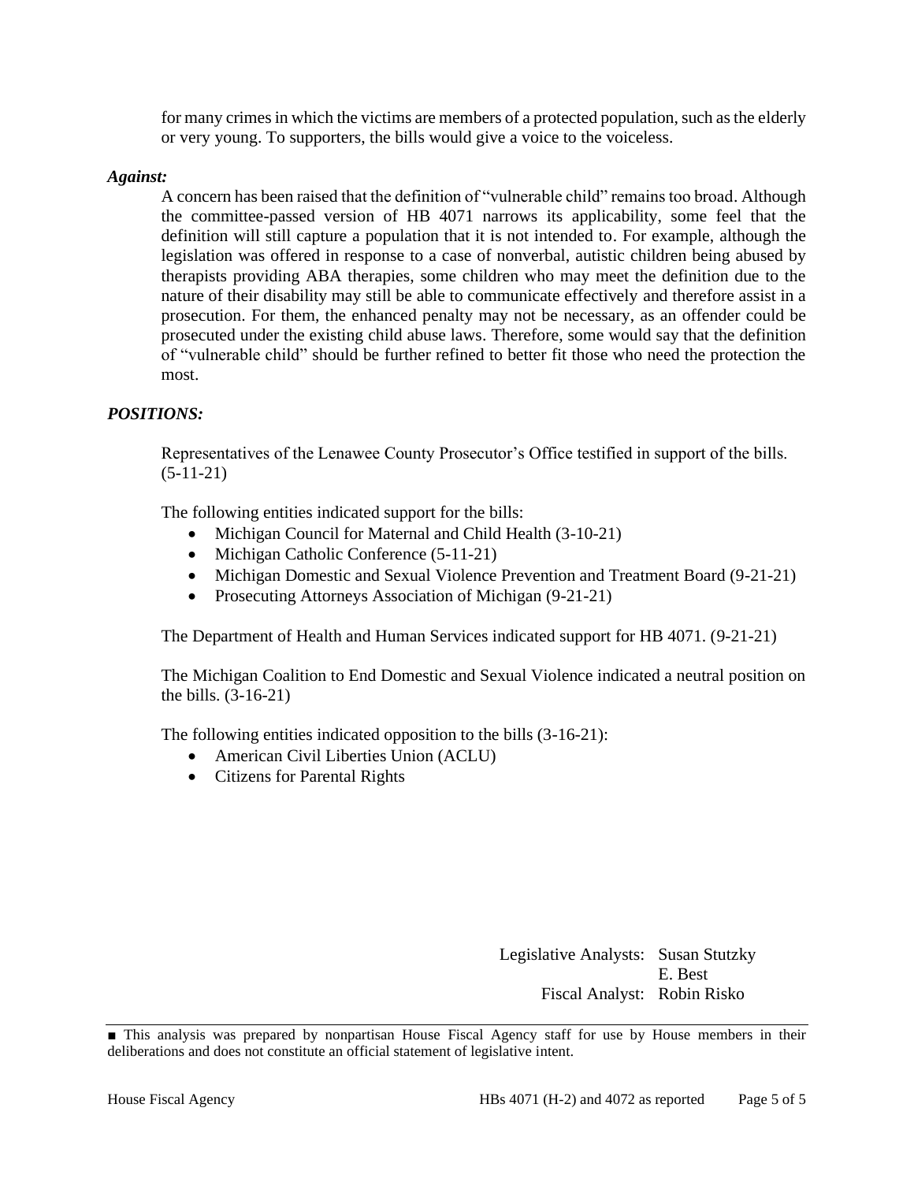for many crimes in which the victims are members of a protected population, such as the elderly or very young. To supporters, the bills would give a voice to the voiceless.

***Against:***

A concern has been raised that the definition of "vulnerable child" remains too broad. Although the committee-passed version of HB 4071 narrows its applicability, some feel that the definition will still capture a population that it is not intended to. For example, although the legislation was offered in response to a case of nonverbal, autistic children being abused by therapists providing ABA therapies, some children who may meet the definition due to the nature of their disability may still be able to communicate effectively and therefore assist in a prosecution. For them, the enhanced penalty may not be necessary, as an offender could be prosecuted under the existing child abuse laws. Therefore, some would say that the definition of "vulnerable child" should be further refined to better fit those who need the protection the most.

## *POSITIONS:*

Representatives of the Lenawee County Prosecutor's Office testified in support of the bills. (5-11-21)

The following entities indicated support for the bills:

- Michigan Council for Maternal and Child Health (3-10-21)
- Michigan Catholic Conference (5-11-21)
- Michigan Domestic and Sexual Violence Prevention and Treatment Board (9-21-21)
- Prosecuting Attorneys Association of Michigan (9-21-21)

The Department of Health and Human Services indicated support for HB 4071. (9-21-21)

The Michigan Coalition to End Domestic and Sexual Violence indicated a neutral position on the bills. (3-16-21)

The following entities indicated opposition to the bills (3-16-21):

- American Civil Liberties Union (ACLU)
- Citizens for Parental Rights

Legislative Analysts: Susan Stutzky
E. Best
Fiscal Analyst: Robin Risko

■ This analysis was prepared by nonpartisan House Fiscal Agency staff for use by House members in their deliberations and does not constitute an official statement of legislative intent.